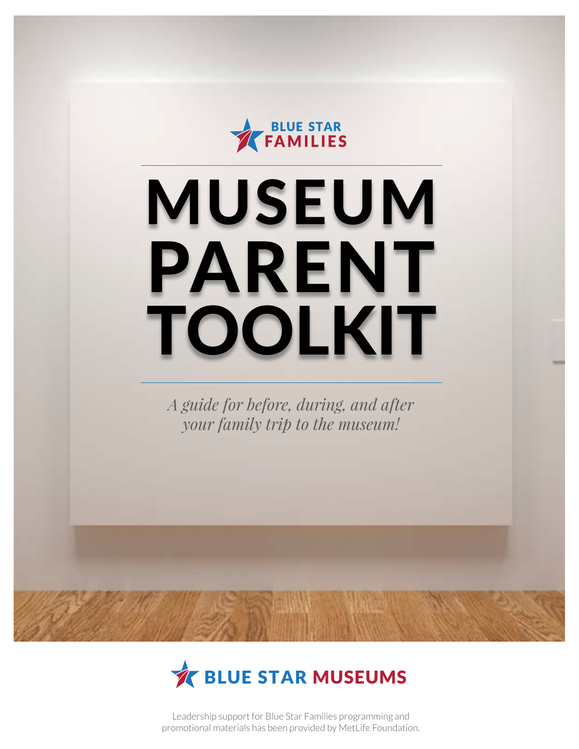BLUE STAR FAMILIES

# MUSEUM PARENT TOOLKIT

*A guide for before, during, and after your family trip to the museum!*

BLUE STAR MUSEUMS

Leadership support for Blue Star Families programming and promotional materials has been provided by MetLife Foundation.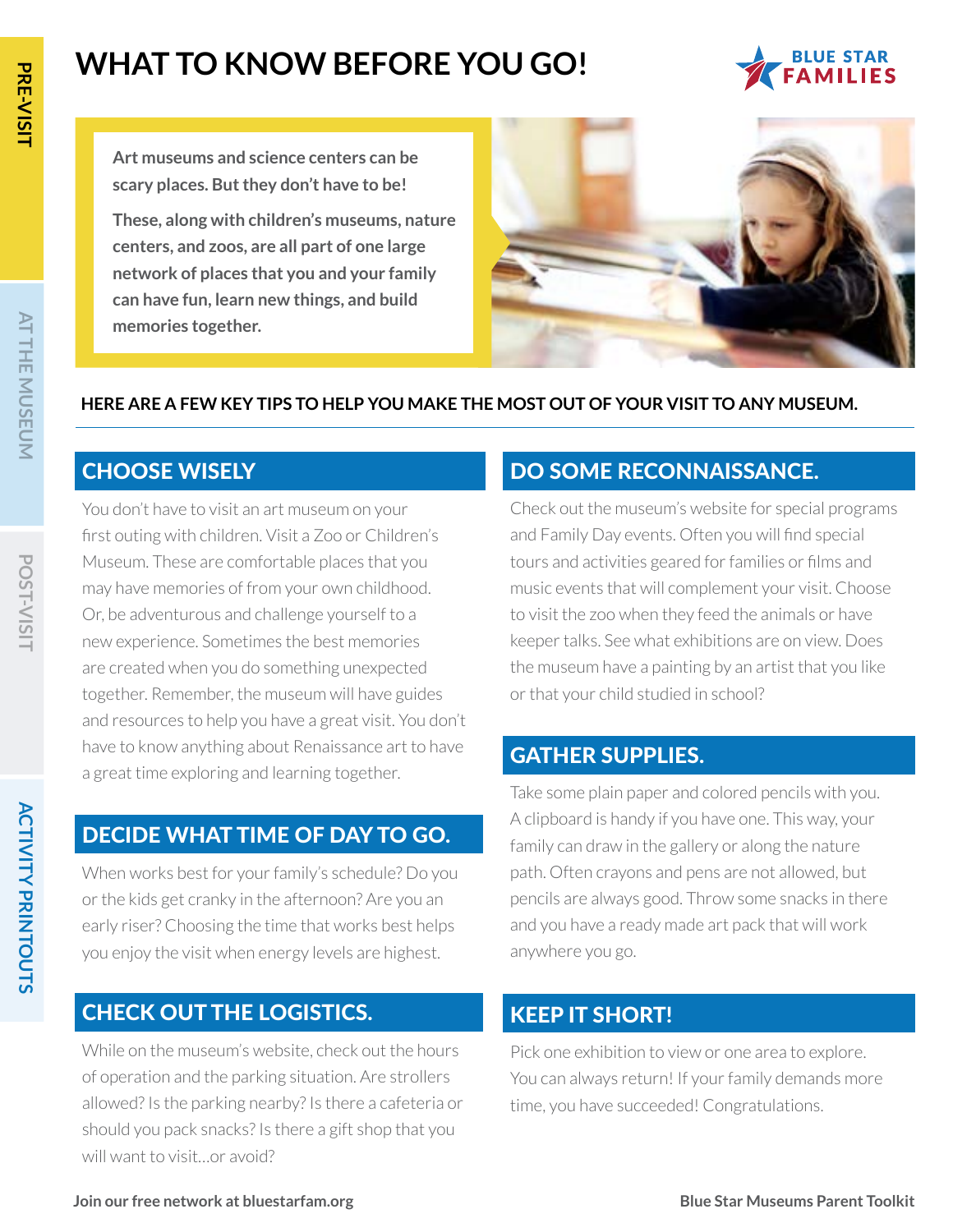# WHAT TO KNOW BEFORE YOU GO!

**Art museums and science centers can be scary places. But they don't have to be!**

**These, along with children's museums, nature centers, and zoos, are all part of one large network of places that you and your family can have fun, learn new things, and build memories together.**

**HERE ARE A FEW KEY TIPS TO HELP YOU MAKE THE MOST OUT OF YOUR VISIT TO ANY MUSEUM.**

## CHOOSE WISELY

You don't have to visit an art museum on your first outing with children. Visit a Zoo or Children's Museum. These are comfortable places that you may have memories of from your own childhood. Or, be adventurous and challenge yourself to a new experience. Sometimes the best memories are created when you do something unexpected together. Remember, the museum will have guides and resources to help you have a great visit. You don't have to know anything about Renaissance art to have a great time exploring and learning together.

## DECIDE WHAT TIME OF DAY TO GO.

When works best for your family's schedule? Do you or the kids get cranky in the afternoon? Are you an early riser? Choosing the time that works best helps you enjoy the visit when energy levels are highest.

## CHECK OUT THE LOGISTICS.

While on the museum's website, check out the hours of operation and the parking situation. Are strollers allowed? Is the parking nearby? Is there a cafeteria or should you pack snacks? Is there a gift shop that you will want to visit...or avoid?

## DO SOME RECONNAISSANCE.

Check out the museum's website for special programs and Family Day events. Often you will find special tours and activities geared for families or films and music events that will complement your visit. Choose to visit the zoo when they feed the animals or have keeper talks. See what exhibitions are on view. Does the museum have a painting by an artist that you like or that your child studied in school?

## GATHER SUPPLIES.

Take some plain paper and colored pencils with you. A clipboard is handy if you have one. This way, your family can draw in the gallery or along the nature path. Often crayons and pens are not allowed, but pencils are always good. Throw some snacks in there and you have a ready made art pack that will work anywhere you go.

## KEEP IT SHORT!

Pick one exhibition to view or one area to explore. You can always return! If your family demands more time, you have succeeded! Congratulations.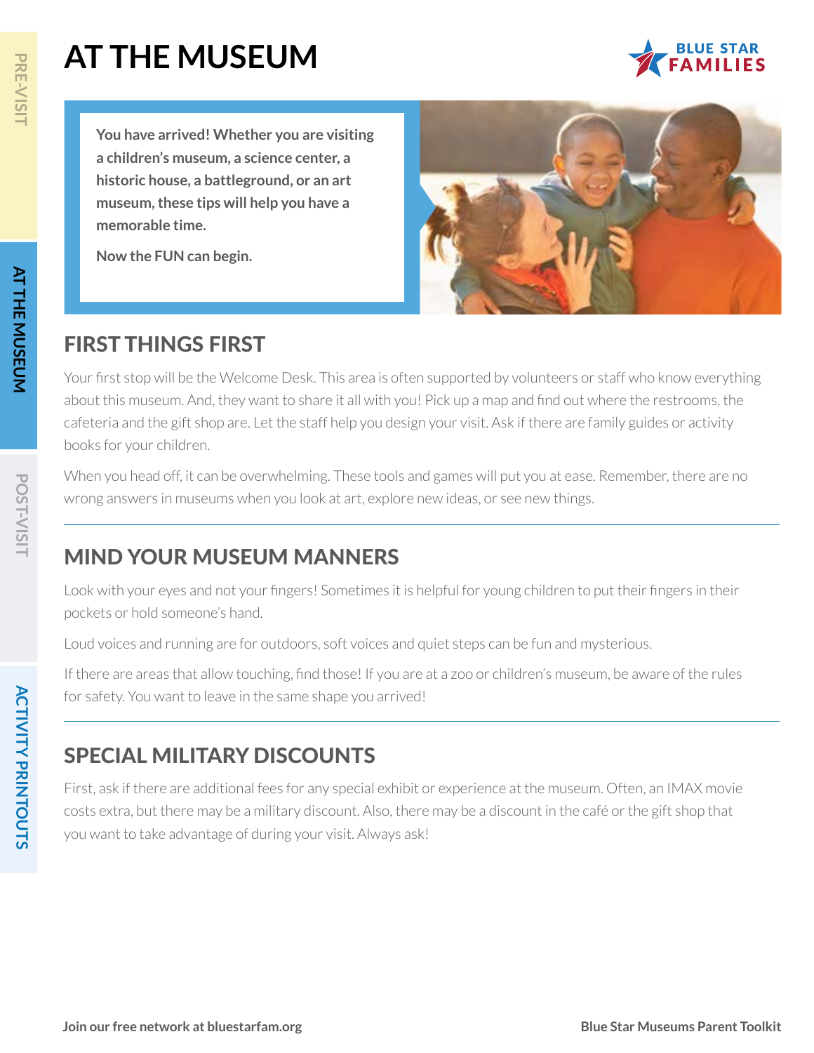# AT THE MUSEUM

**You have arrived! Whether you are visiting a children's museum, a science center, a historic house, a battleground, or an art museum, these tips will help you have a memorable time.**

**Now the FUN can begin.**

## FIRST THINGS FIRST

Your first stop will be the Welcome Desk. This area is often supported by volunteers or staff who know everything about this museum. And, they want to share it all with you! Pick up a map and find out where the restrooms, the cafeteria and the gift shop are. Let the staff help you design your visit. Ask if there are family guides or activity books for your children.

When you head off, it can be overwhelming. These tools and games will put you at ease. Remember, there are no wrong answers in museums when you look at art, explore new ideas, or see new things.

## MIND YOUR MUSEUM MANNERS

Look with your eyes and not your fingers! Sometimes it is helpful for young children to put their fingers in their pockets or hold someone's hand.

Loud voices and running are for outdoors, soft voices and quiet steps can be fun and mysterious.

If there are areas that allow touching, find those! If you are at a zoo or children's museum, be aware of the rules for safety. You want to leave in the same shape you arrived!

## SPECIAL MILITARY DISCOUNTS

First, ask if there are additional fees for any special exhibit or experience at the museum. Often, an IMAX movie costs extra, but there may be a military discount. Also, there may be a discount in the café or the gift shop that you want to take advantage of during your visit. Always ask!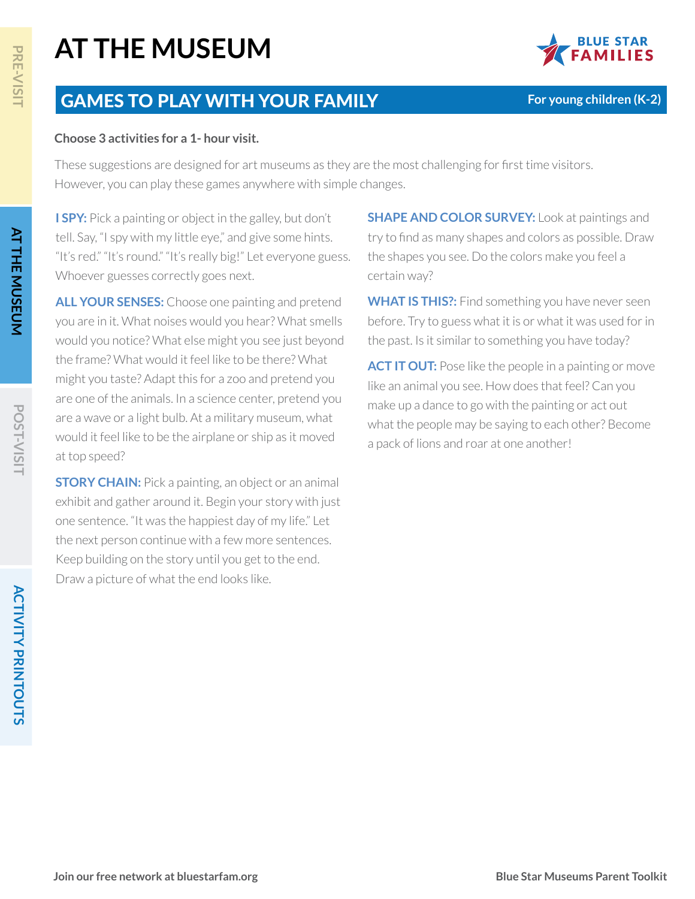# AT THE MUSEUM

## GAMES TO PLAY WITH YOUR FAMILY

**For young children (K-2)**

**Choose 3 activities for a 1- hour visit.**

These suggestions are designed for art museums as they are the most challenging for first time visitors. However, you can play these games anywhere with simple changes.

**I SPY:** Pick a painting or object in the galley, but don't tell. Say, "I spy with my little eye," and give some hints. "It's red." "It's round." "It's really big!" Let everyone guess. Whoever guesses correctly goes next.

**ALL YOUR SENSES:** Choose one painting and pretend you are in it. What noises would you hear? What smells would you notice? What else might you see just beyond the frame? What would it feel like to be there? What might you taste? Adapt this for a zoo and pretend you are one of the animals. In a science center, pretend you are a wave or a light bulb. At a military museum, what would it feel like to be the airplane or ship as it moved at top speed?

**STORY CHAIN:** Pick a painting, an object or an animal exhibit and gather around it. Begin your story with just one sentence. "It was the happiest day of my life." Let the next person continue with a few more sentences. Keep building on the story until you get to the end. Draw a picture of what the end looks like.

**SHAPE AND COLOR SURVEY:** Look at paintings and try to find as many shapes and colors as possible. Draw the shapes you see. Do the colors make you feel a certain way?

**WHAT IS THIS?:** Find something you have never seen before. Try to guess what it is or what it was used for in the past. Is it similar to something you have today?

**ACT IT OUT:** Pose like the people in a painting or move like an animal you see. How does that feel? Can you make up a dance to go with the painting or act out what the people may be saying to each other? Become a pack of lions and roar at one another!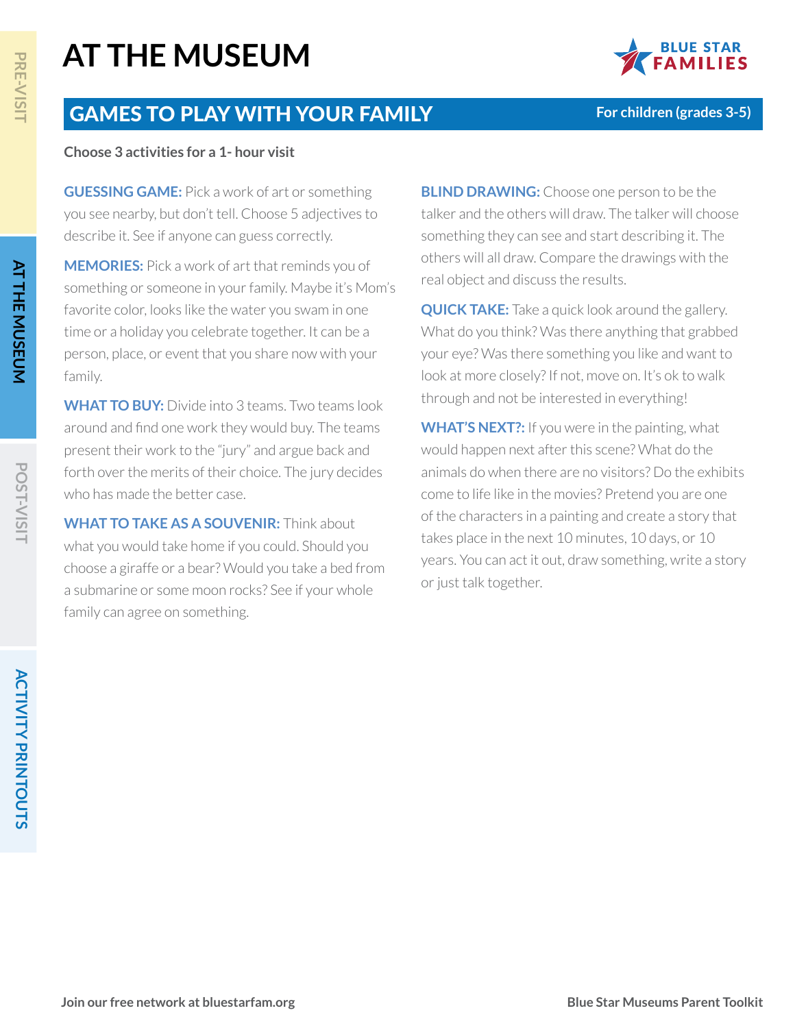# AT THE MUSEUM

## GAMES TO PLAY WITH YOUR FAMILY

**For children (grades 3-5)**

**Choose 3 activities for a 1- hour visit**

**GUESSING GAME:** Pick a work of art or something you see nearby, but don't tell. Choose 5 adjectives to describe it. See if anyone can guess correctly.

**MEMORIES:** Pick a work of art that reminds you of something or someone in your family. Maybe it's Mom's favorite color, looks like the water you swam in one time or a holiday you celebrate together. It can be a person, place, or event that you share now with your family.

**WHAT TO BUY:** Divide into 3 teams. Two teams look around and find one work they would buy. The teams present their work to the "jury" and argue back and forth over the merits of their choice. The jury decides who has made the better case.

**WHAT TO TAKE AS A SOUVENIR:** Think about what you would take home if you could. Should you choose a giraffe or a bear? Would you take a bed from a submarine or some moon rocks? See if your whole family can agree on something.

**BLIND DRAWING:** Choose one person to be the talker and the others will draw. The talker will choose something they can see and start describing it. The others will all draw. Compare the drawings with the real object and discuss the results.

**QUICK TAKE:** Take a quick look around the gallery. What do you think? Was there anything that grabbed your eye? Was there something you like and want to look at more closely? If not, move on. It's ok to walk through and not be interested in everything!

**WHAT'S NEXT?:** If you were in the painting, what would happen next after this scene? What do the animals do when there are no visitors? Do the exhibits come to life like in the movies? Pretend you are one of the characters in a painting and create a story that takes place in the next 10 minutes, 10 days, or 10 years. You can act it out, draw something, write a story or just talk together.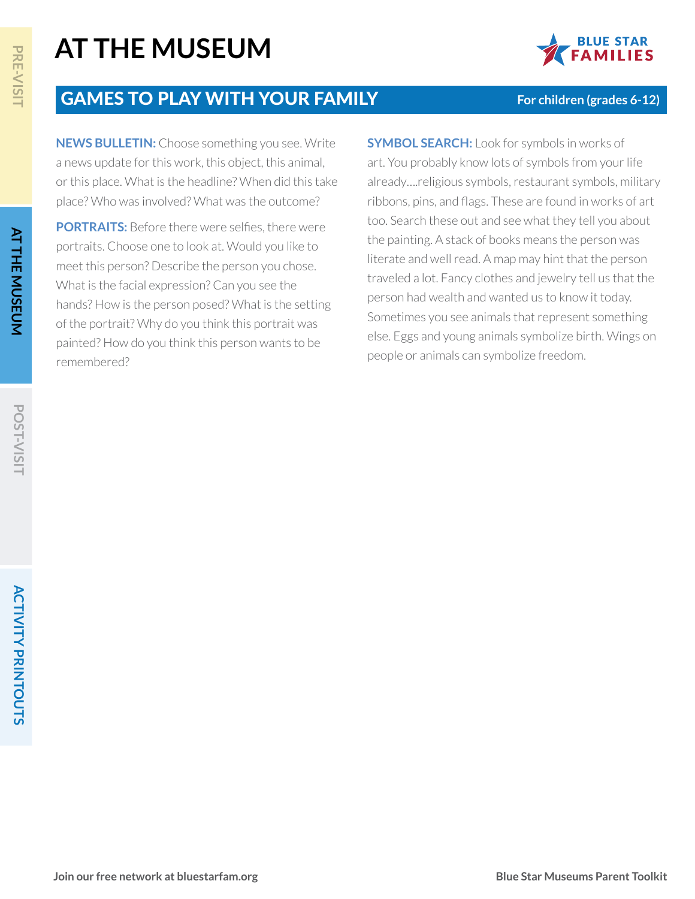# AT THE MUSEUM

## GAMES TO PLAY WITH YOUR FAMILY

**For children (grades 6-12)**

**NEWS BULLETIN:** Choose something you see. Write a news update for this work, this object, this animal, or this place. What is the headline? When did this take place? Who was involved? What was the outcome?

**PORTRAITS:** Before there were selfies, there were portraits. Choose one to look at. Would you like to meet this person? Describe the person you chose. What is the facial expression? Can you see the hands? How is the person posed? What is the setting of the portrait? Why do you think this portrait was painted? How do you think this person wants to be remembered?

**SYMBOL SEARCH:** Look for symbols in works of art. You probably know lots of symbols from your life already....religious symbols, restaurant symbols, military ribbons, pins, and flags. These are found in works of art too. Search these out and see what they tell you about the painting. A stack of books means the person was literate and well read. A map may hint that the person traveled a lot. Fancy clothes and jewelry tell us that the person had wealth and wanted us to know it today. Sometimes you see animals that represent something else. Eggs and young animals symbolize birth. Wings on people or animals can symbolize freedom.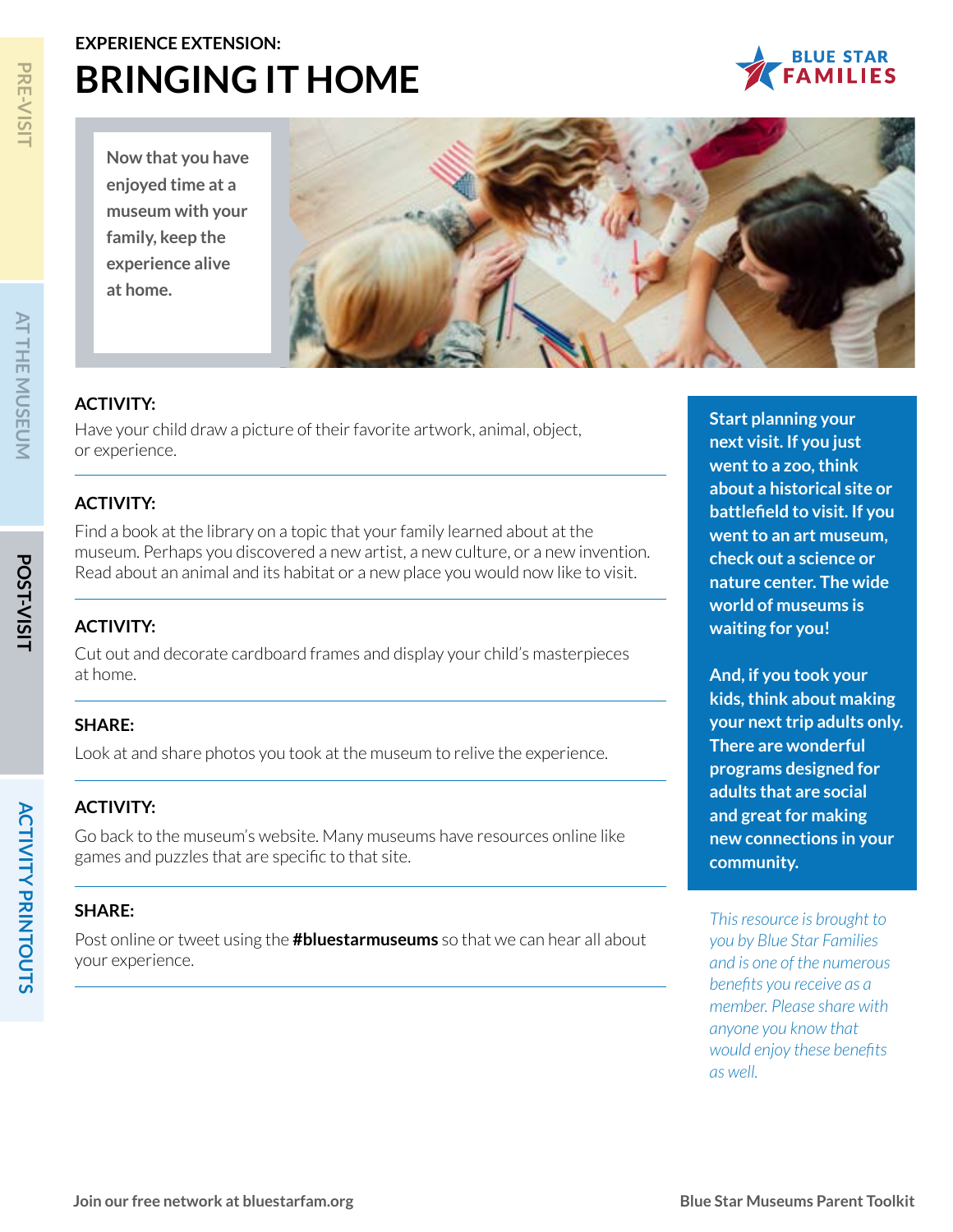EXPERIENCE EXTENSION:

# BRINGING IT HOME

Now that you have enjoyed time at a museum with your family, keep the experience alive at home.

**ACTIVITY:**

Have your child draw a picture of their favorite artwork, animal, object, or experience.

**ACTIVITY:**

Find a book at the library on a topic that your family learned about at the museum. Perhaps you discovered a new artist, a new culture, or a new invention. Read about an animal and its habitat or a new place you would now like to visit.

**ACTIVITY:**

Cut out and decorate cardboard frames and display your child's masterpieces at home.

**SHARE:**

Look at and share photos you took at the museum to relive the experience.

**ACTIVITY:**

Go back to the museum's website. Many museums have resources online like games and puzzles that are specific to that site.

**SHARE:**

Post online or tweet using the **#bluestarmuseums** so that we can hear all about your experience.

**Start planning your next visit. If you just went to a zoo, think about a historical site or battlefield to visit. If you went to an art museum, check out a science or nature center. The wide world of museums is waiting for you!**

**And, if you took your kids, think about making your next trip adults only. There are wonderful programs designed for adults that are social and great for making new connections in your community.**

*This resource is brought to you by Blue Star Families and is one of the numerous benefits you receive as a member. Please share with anyone you know that would enjoy these benefits as well.*

**Join our free network at bluestarfam.org**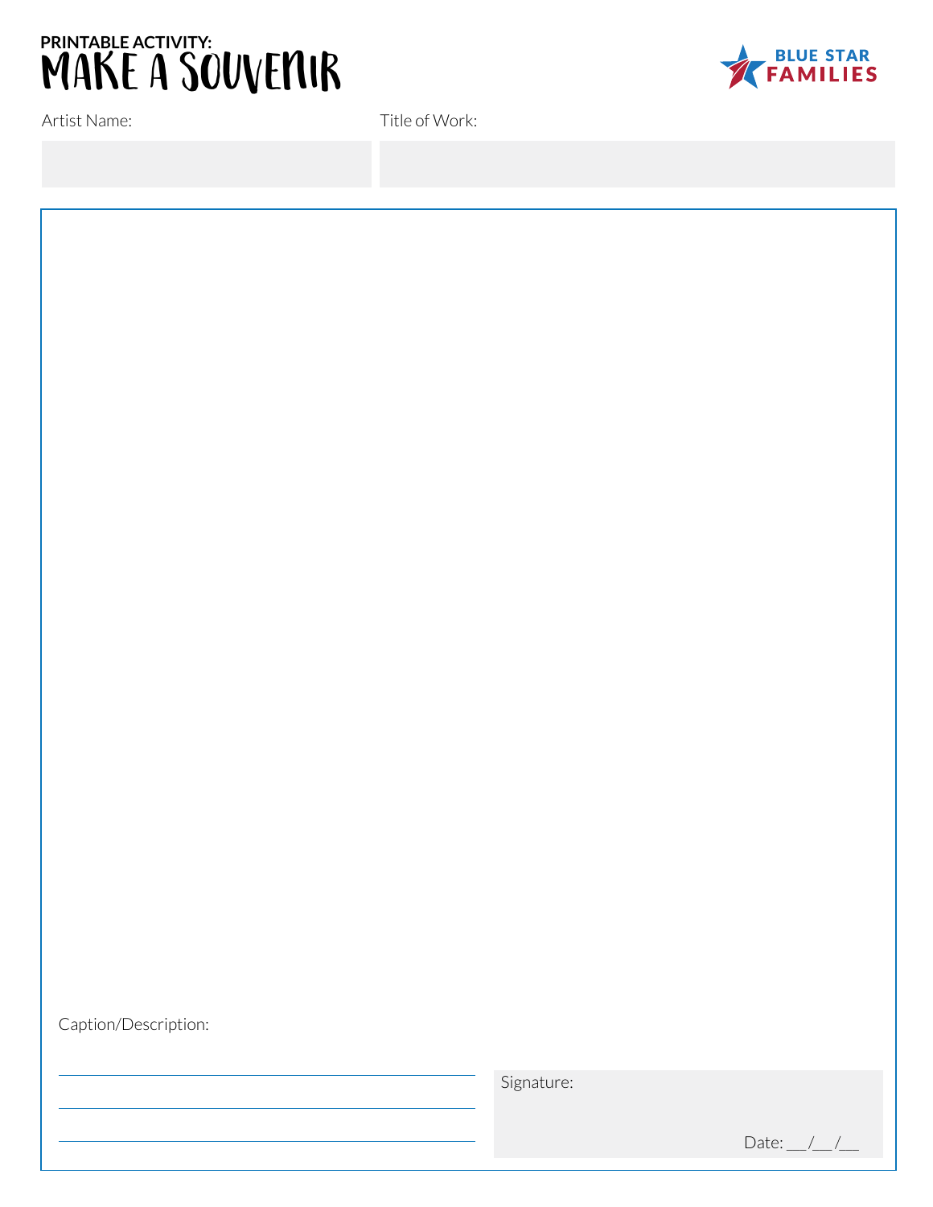PRINTABLE ACTIVITY:

# MAKE A SOUVENIR

BLUE STAR FAMILIES

Artist Name:

Title of Work:

Caption/Description:

Signature:

Date: ___/___/___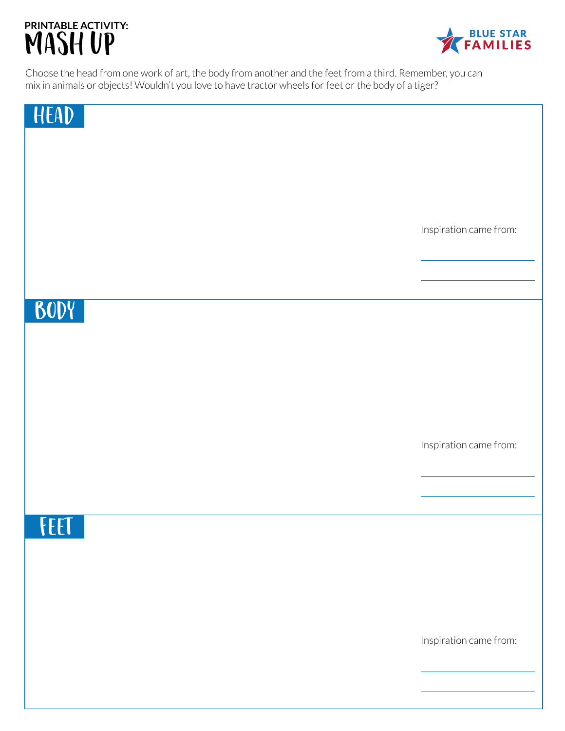**PRINTABLE ACTIVITY:**

# MASH UP

BLUE STAR FAMILIES

Choose the head from one work of art, the body from another and the feet from a third. Remember, you can mix in animals or objects! Wouldn't you love to have tractor wheels for feet or the body of a tiger?

## HEAD

Inspiration came from:

______________________

______________________

## BODY

Inspiration came from:

______________________

______________________

## FEET

Inspiration came from:

______________________

______________________